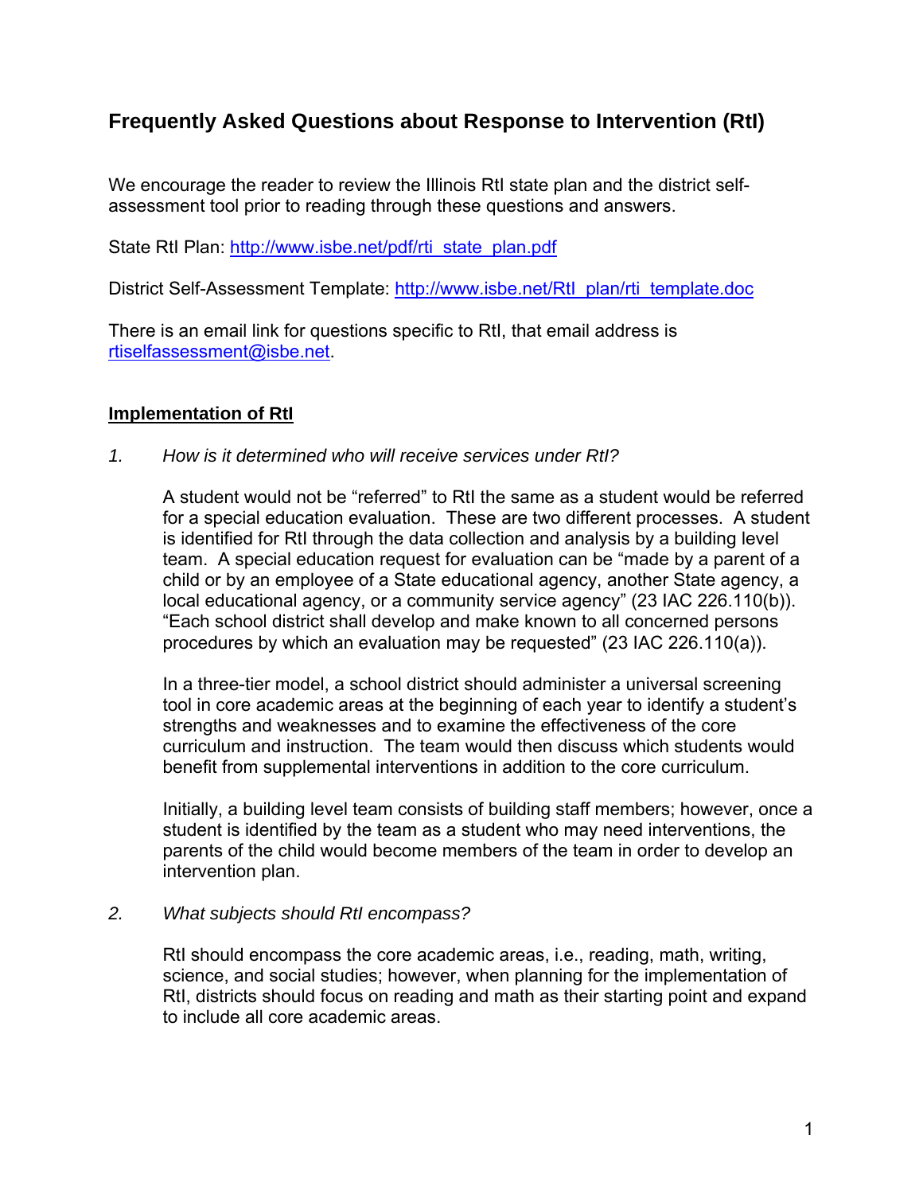# Frequently Asked Questions about Response to Intervention (RtI)

We encourage the reader to review the Illinois RtI state plan and the district self-assessment tool prior to reading through these questions and answers.

State RtI Plan: http://www.isbe.net/pdf/rti_state_plan.pdf

District Self-Assessment Template: http://www.isbe.net/RtI_plan/rti_template.doc

There is an email link for questions specific to RtI, that email address is rtiselfassessment@isbe.net.

## Implementation of RtI

1. *How is it determined who will receive services under RtI?*

   A student would not be "referred" to RtI the same as a student would be referred for a special education evaluation. These are two different processes. A student is identified for RtI through the data collection and analysis by a building level team. A special education request for evaluation can be "made by a parent of a child or by an employee of a State educational agency, another State agency, a local educational agency, or a community service agency" (23 IAC 226.110(b)). "Each school district shall develop and make known to all concerned persons procedures by which an evaluation may be requested" (23 IAC 226.110(a)).

   In a three-tier model, a school district should administer a universal screening tool in core academic areas at the beginning of each year to identify a student's strengths and weaknesses and to examine the effectiveness of the core curriculum and instruction. The team would then discuss which students would benefit from supplemental interventions in addition to the core curriculum.

   Initially, a building level team consists of building staff members; however, once a student is identified by the team as a student who may need interventions, the parents of the child would become members of the team in order to develop an intervention plan.

2. *What subjects should RtI encompass?*

   RtI should encompass the core academic areas, i.e., reading, math, writing, science, and social studies; however, when planning for the implementation of RtI, districts should focus on reading and math as their starting point and expand to include all core academic areas.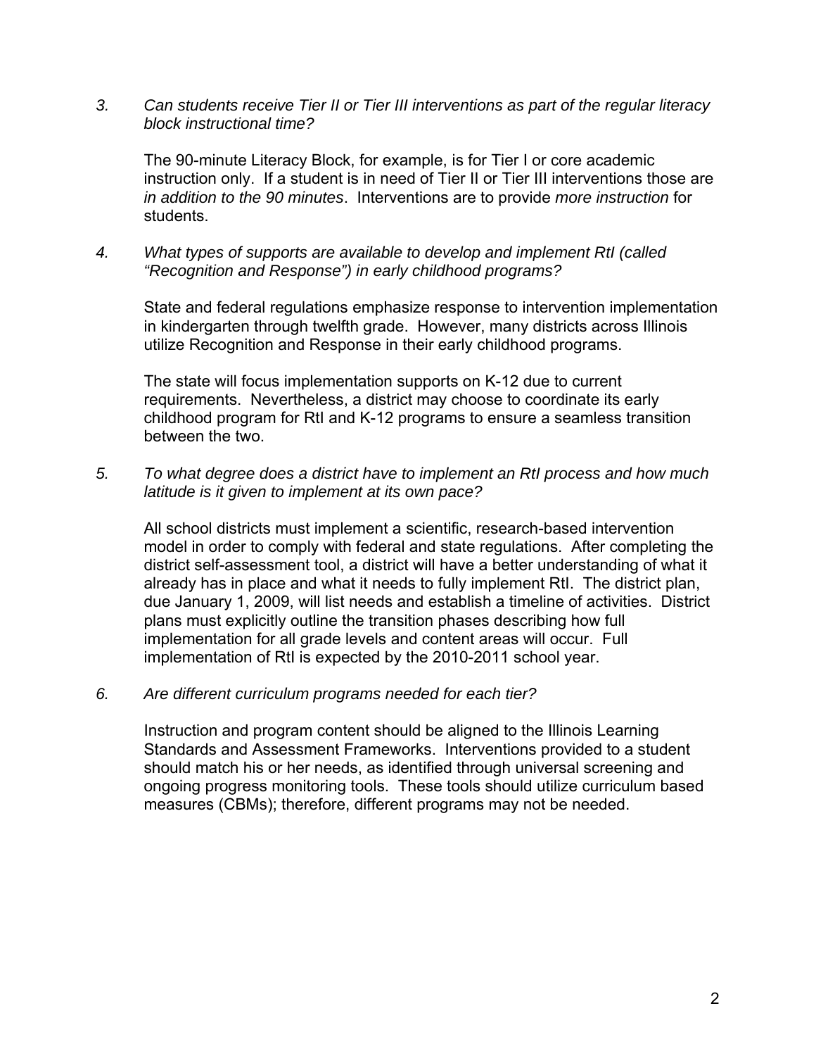3. *Can students receive Tier II or Tier III interventions as part of the regular literacy block instructional time?*

   The 90-minute Literacy Block, for example, is for Tier I or core academic instruction only. If a student is in need of Tier II or Tier III interventions those are *in addition to the 90 minutes*. Interventions are to provide *more instruction* for students.

4. *What types of supports are available to develop and implement RtI (called "Recognition and Response") in early childhood programs?*

   State and federal regulations emphasize response to intervention implementation in kindergarten through twelfth grade. However, many districts across Illinois utilize Recognition and Response in their early childhood programs.

   The state will focus implementation supports on K-12 due to current requirements. Nevertheless, a district may choose to coordinate its early childhood program for RtI and K-12 programs to ensure a seamless transition between the two.

5. *To what degree does a district have to implement an RtI process and how much latitude is it given to implement at its own pace?*

   All school districts must implement a scientific, research-based intervention model in order to comply with federal and state regulations. After completing the district self-assessment tool, a district will have a better understanding of what it already has in place and what it needs to fully implement RtI. The district plan, due January 1, 2009, will list needs and establish a timeline of activities. District plans must explicitly outline the transition phases describing how full implementation for all grade levels and content areas will occur. Full implementation of RtI is expected by the 2010-2011 school year.

6. *Are different curriculum programs needed for each tier?*

   Instruction and program content should be aligned to the Illinois Learning Standards and Assessment Frameworks. Interventions provided to a student should match his or her needs, as identified through universal screening and ongoing progress monitoring tools. These tools should utilize curriculum based measures (CBMs); therefore, different programs may not be needed.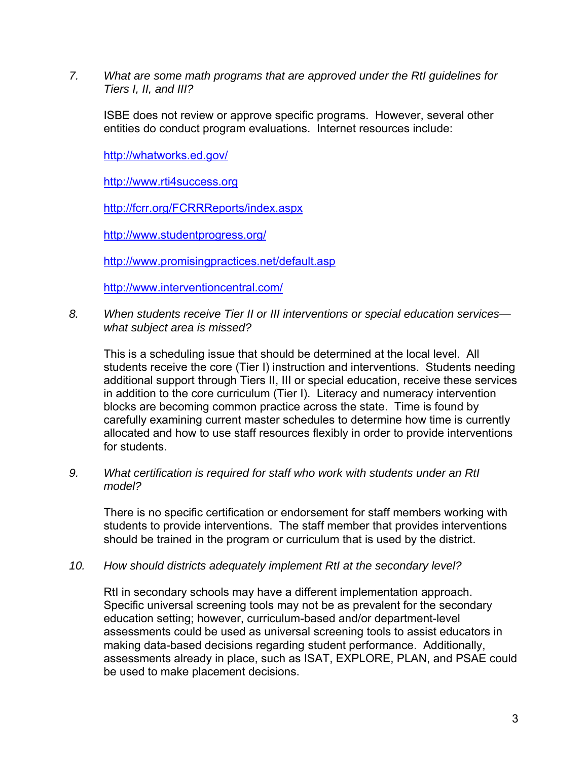7. *What are some math programs that are approved under the RtI guidelines for Tiers I, II, and III?*

   ISBE does not review or approve specific programs. However, several other entities do conduct program evaluations. Internet resources include:

   http://whatworks.ed.gov/

   http://www.rti4success.org

   http://fcrr.org/FCRRReports/index.aspx

   http://www.studentprogress.org/

   http://www.promisingpractices.net/default.asp

   http://www.interventioncentral.com/

8. *When students receive Tier II or III interventions or special education services—what subject area is missed?*

   This is a scheduling issue that should be determined at the local level. All students receive the core (Tier I) instruction and interventions. Students needing additional support through Tiers II, III or special education, receive these services in addition to the core curriculum (Tier I). Literacy and numeracy intervention blocks are becoming common practice across the state. Time is found by carefully examining current master schedules to determine how time is currently allocated and how to use staff resources flexibly in order to provide interventions for students.

9. *What certification is required for staff who work with students under an RtI model?*

   There is no specific certification or endorsement for staff members working with students to provide interventions. The staff member that provides interventions should be trained in the program or curriculum that is used by the district.

10. *How should districts adequately implement RtI at the secondary level?*

    RtI in secondary schools may have a different implementation approach. Specific universal screening tools may not be as prevalent for the secondary education setting; however, curriculum-based and/or department-level assessments could be used as universal screening tools to assist educators in making data-based decisions regarding student performance. Additionally, assessments already in place, such as ISAT, EXPLORE, PLAN, and PSAE could be used to make placement decisions.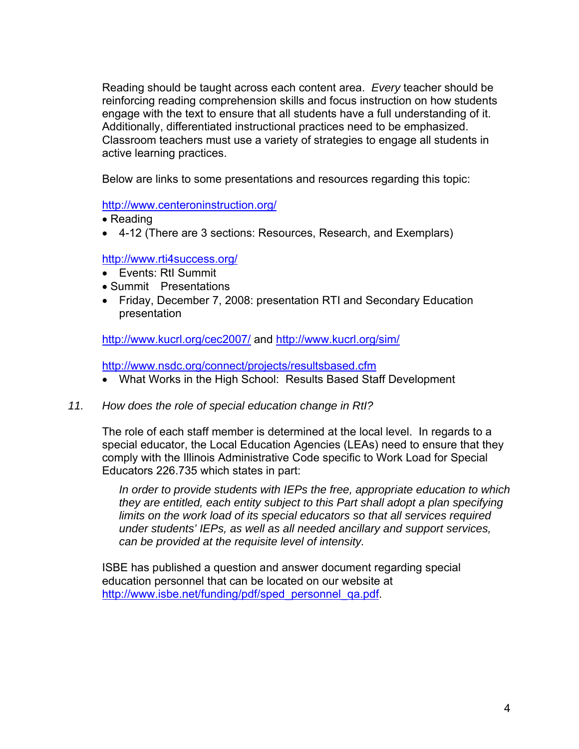Reading should be taught across each content area. *Every* teacher should be reinforcing reading comprehension skills and focus instruction on how students engage with the text to ensure that all students have a full understanding of it. Additionally, differentiated instructional practices need to be emphasized. Classroom teachers must use a variety of strategies to engage all students in active learning practices.

Below are links to some presentations and resources regarding this topic:

http://www.centeroninstruction.org/

- Reading
- 4-12 (There are 3 sections: Resources, Research, and Exemplars)

http://www.rti4success.org/

- Events: RtI Summit
- Summit Presentations
- Friday, December 7, 2008: presentation RTI and Secondary Education presentation

http://www.kucrl.org/cec2007/ and http://www.kucrl.org/sim/

http://www.nsdc.org/connect/projects/resultsbased.cfm

- What Works in the High School: Results Based Staff Development

11. *How does the role of special education change in RtI?*

The role of each staff member is determined at the local level. In regards to a special educator, the Local Education Agencies (LEAs) need to ensure that they comply with the Illinois Administrative Code specific to Work Load for Special Educators 226.735 which states in part:

> *In order to provide students with IEPs the free, appropriate education to which they are entitled, each entity subject to this Part shall adopt a plan specifying limits on the work load of its special educators so that all services required under students' IEPs, as well as all needed ancillary and support services, can be provided at the requisite level of intensity.*

ISBE has published a question and answer document regarding special education personnel that can be located on our website at http://www.isbe.net/funding/pdf/sped_personnel_qa.pdf.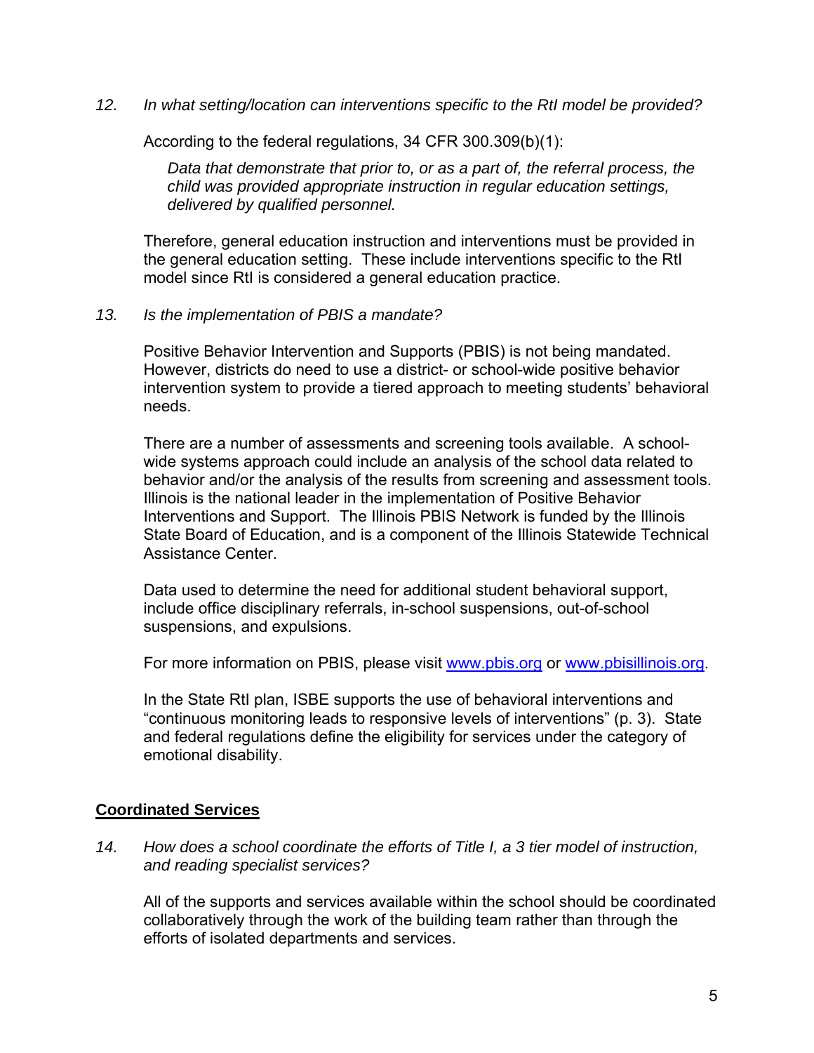*12. In what setting/location can interventions specific to the RtI model be provided?*

According to the federal regulations, 34 CFR 300.309(b)(1):

> *Data that demonstrate that prior to, or as a part of, the referral process, the child was provided appropriate instruction in regular education settings, delivered by qualified personnel.*

Therefore, general education instruction and interventions must be provided in the general education setting. These include interventions specific to the RtI model since RtI is considered a general education practice.

*13. Is the implementation of PBIS a mandate?*

Positive Behavior Intervention and Supports (PBIS) is not being mandated. However, districts do need to use a district- or school-wide positive behavior intervention system to provide a tiered approach to meeting students' behavioral needs.

There are a number of assessments and screening tools available. A school-wide systems approach could include an analysis of the school data related to behavior and/or the analysis of the results from screening and assessment tools. Illinois is the national leader in the implementation of Positive Behavior Interventions and Support. The Illinois PBIS Network is funded by the Illinois State Board of Education, and is a component of the Illinois Statewide Technical Assistance Center.

Data used to determine the need for additional student behavioral support, include office disciplinary referrals, in-school suspensions, out-of-school suspensions, and expulsions.

For more information on PBIS, please visit [www.pbis.org](http://www.pbis.org) or [www.pbisillinois.org](http://www.pbisillinois.org).

In the State RtI plan, ISBE supports the use of behavioral interventions and "continuous monitoring leads to responsive levels of interventions" (p. 3). State and federal regulations define the eligibility for services under the category of emotional disability.

## Coordinated Services

*14. How does a school coordinate the efforts of Title I, a 3 tier model of instruction, and reading specialist services?*

All of the supports and services available within the school should be coordinated collaboratively through the work of the building team rather than through the efforts of isolated departments and services.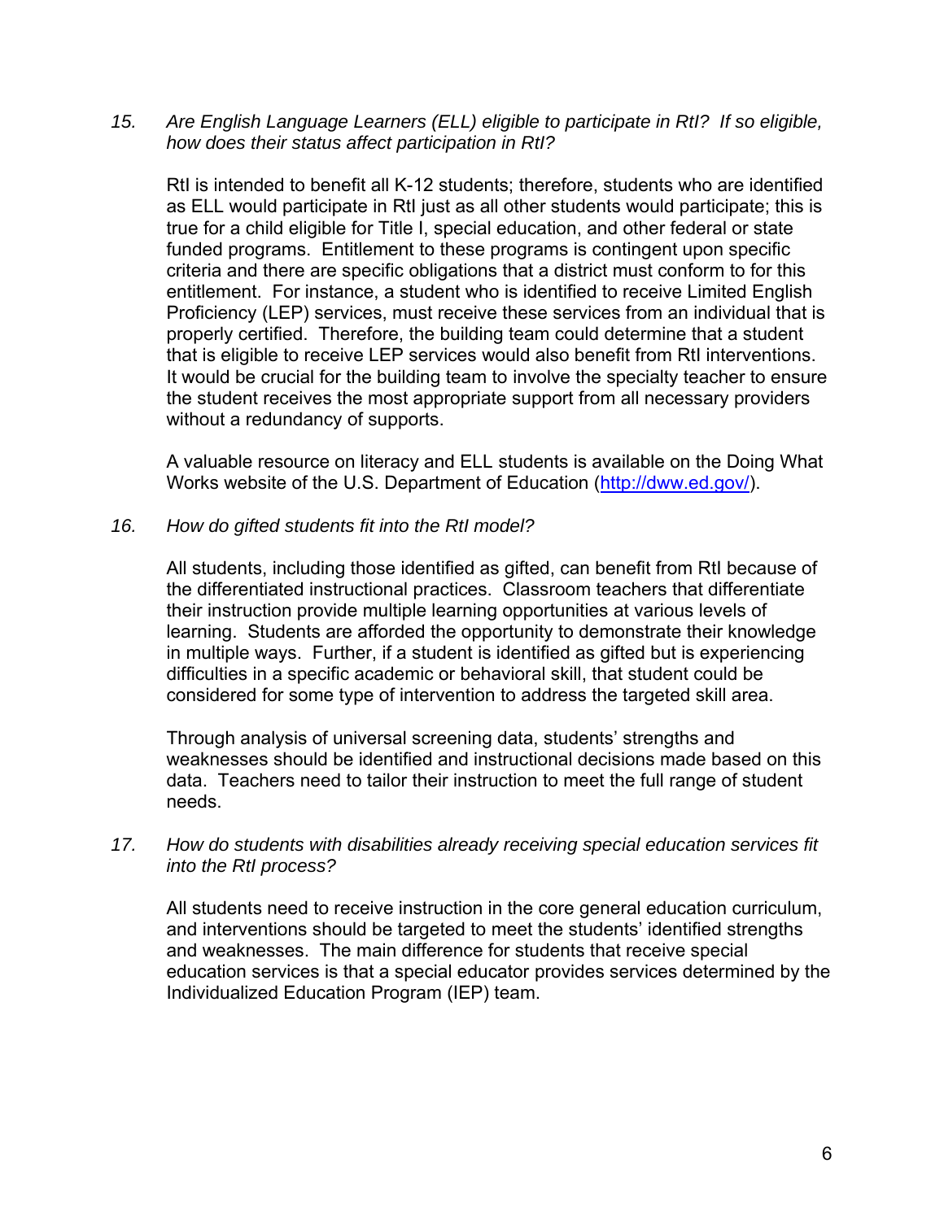*15. Are English Language Learners (ELL) eligible to participate in RtI? If so eligible, how does their status affect participation in RtI?*

RtI is intended to benefit all K-12 students; therefore, students who are identified as ELL would participate in RtI just as all other students would participate; this is true for a child eligible for Title I, special education, and other federal or state funded programs. Entitlement to these programs is contingent upon specific criteria and there are specific obligations that a district must conform to for this entitlement. For instance, a student who is identified to receive Limited English Proficiency (LEP) services, must receive these services from an individual that is properly certified. Therefore, the building team could determine that a student that is eligible to receive LEP services would also benefit from RtI interventions. It would be crucial for the building team to involve the specialty teacher to ensure the student receives the most appropriate support from all necessary providers without a redundancy of supports.

A valuable resource on literacy and ELL students is available on the Doing What Works website of the U.S. Department of Education (http://dww.ed.gov/).

*16. How do gifted students fit into the RtI model?*

All students, including those identified as gifted, can benefit from RtI because of the differentiated instructional practices. Classroom teachers that differentiate their instruction provide multiple learning opportunities at various levels of learning. Students are afforded the opportunity to demonstrate their knowledge in multiple ways. Further, if a student is identified as gifted but is experiencing difficulties in a specific academic or behavioral skill, that student could be considered for some type of intervention to address the targeted skill area.

Through analysis of universal screening data, students' strengths and weaknesses should be identified and instructional decisions made based on this data. Teachers need to tailor their instruction to meet the full range of student needs.

*17. How do students with disabilities already receiving special education services fit into the RtI process?*

All students need to receive instruction in the core general education curriculum, and interventions should be targeted to meet the students' identified strengths and weaknesses. The main difference for students that receive special education services is that a special educator provides services determined by the Individualized Education Program (IEP) team.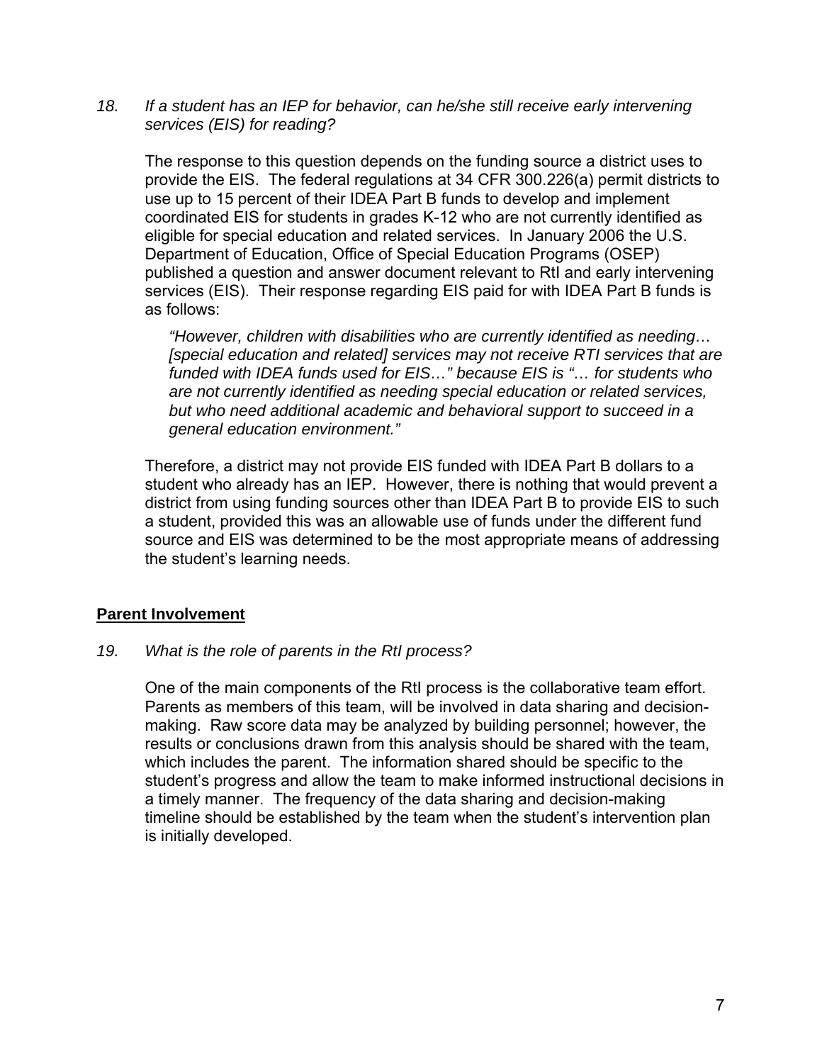*18. If a student has an IEP for behavior, can he/she still receive early intervening services (EIS) for reading?*

The response to this question depends on the funding source a district uses to provide the EIS. The federal regulations at 34 CFR 300.226(a) permit districts to use up to 15 percent of their IDEA Part B funds to develop and implement coordinated EIS for students in grades K-12 who are not currently identified as eligible for special education and related services. In January 2006 the U.S. Department of Education, Office of Special Education Programs (OSEP) published a question and answer document relevant to RtI and early intervening services (EIS). Their response regarding EIS paid for with IDEA Part B funds is as follows:

> *"However, children with disabilities who are currently identified as needing… [special education and related] services may not receive RTI services that are funded with IDEA funds used for EIS…" because EIS is "… for students who are not currently identified as needing special education or related services, but who need additional academic and behavioral support to succeed in a general education environment."*

Therefore, a district may not provide EIS funded with IDEA Part B dollars to a student who already has an IEP. However, there is nothing that would prevent a district from using funding sources other than IDEA Part B to provide EIS to such a student, provided this was an allowable use of funds under the different fund source and EIS was determined to be the most appropriate means of addressing the student's learning needs.

## Parent Involvement

*19. What is the role of parents in the RtI process?*

One of the main components of the RtI process is the collaborative team effort. Parents as members of this team, will be involved in data sharing and decision-making. Raw score data may be analyzed by building personnel; however, the results or conclusions drawn from this analysis should be shared with the team, which includes the parent. The information shared should be specific to the student's progress and allow the team to make informed instructional decisions in a timely manner. The frequency of the data sharing and decision-making timeline should be established by the team when the student's intervention plan is initially developed.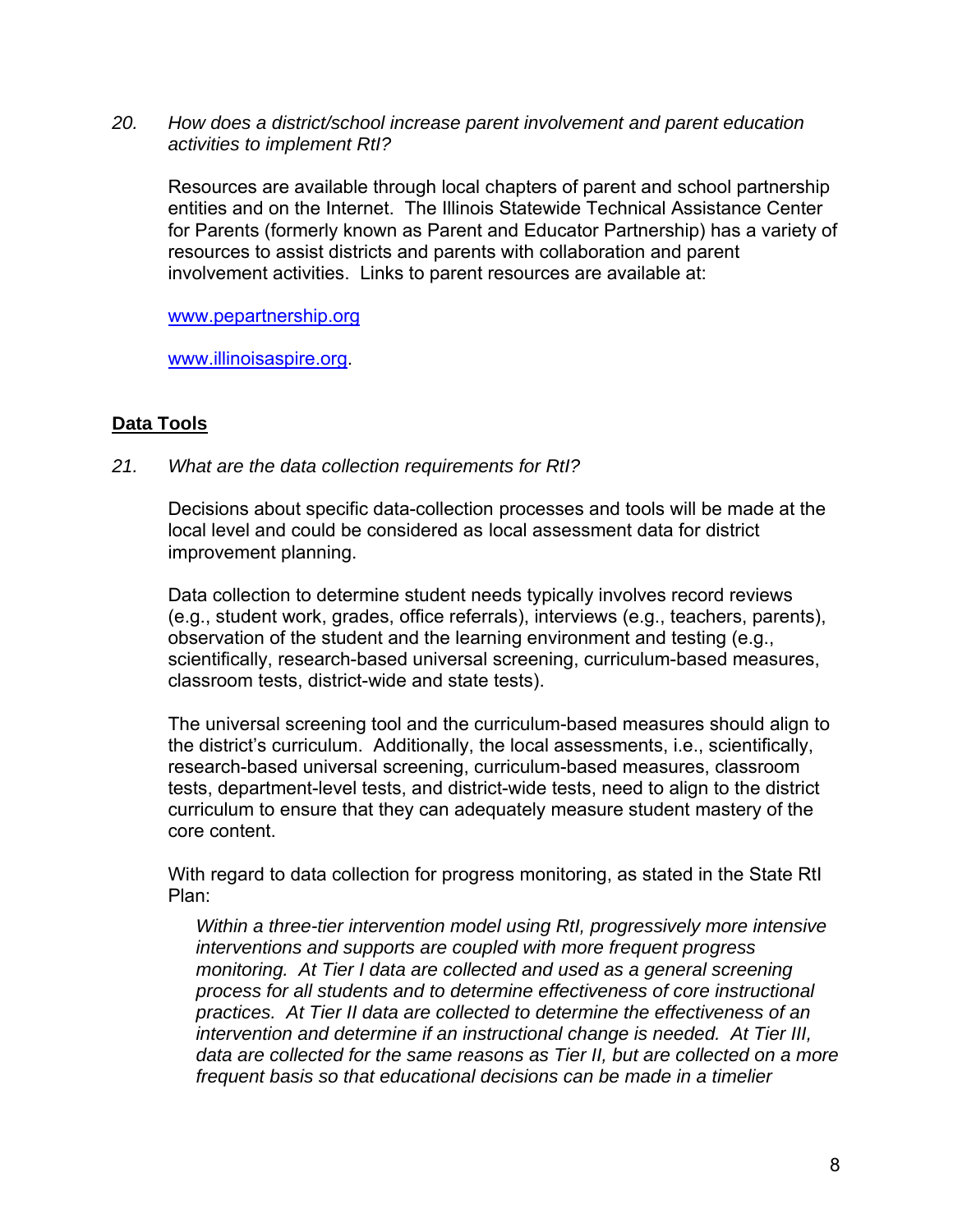*20. How does a district/school increase parent involvement and parent education activities to implement RtI?*

Resources are available through local chapters of parent and school partnership entities and on the Internet. The Illinois Statewide Technical Assistance Center for Parents (formerly known as Parent and Educator Partnership) has a variety of resources to assist districts and parents with collaboration and parent involvement activities. Links to parent resources are available at:

www.pepartnership.org

www.illinoisaspire.org.

## **Data Tools**

*21. What are the data collection requirements for RtI?*

Decisions about specific data-collection processes and tools will be made at the local level and could be considered as local assessment data for district improvement planning.

Data collection to determine student needs typically involves record reviews (e.g., student work, grades, office referrals), interviews (e.g., teachers, parents), observation of the student and the learning environment and testing (e.g., scientifically, research-based universal screening, curriculum-based measures, classroom tests, district-wide and state tests).

The universal screening tool and the curriculum-based measures should align to the district's curriculum. Additionally, the local assessments, i.e., scientifically, research-based universal screening, curriculum-based measures, classroom tests, department-level tests, and district-wide tests, need to align to the district curriculum to ensure that they can adequately measure student mastery of the core content.

With regard to data collection for progress monitoring, as stated in the State RtI Plan:

> *Within a three-tier intervention model using RtI, progressively more intensive interventions and supports are coupled with more frequent progress monitoring. At Tier I data are collected and used as a general screening process for all students and to determine effectiveness of core instructional practices. At Tier II data are collected to determine the effectiveness of an intervention and determine if an instructional change is needed. At Tier III, data are collected for the same reasons as Tier II, but are collected on a more frequent basis so that educational decisions can be made in a timelier*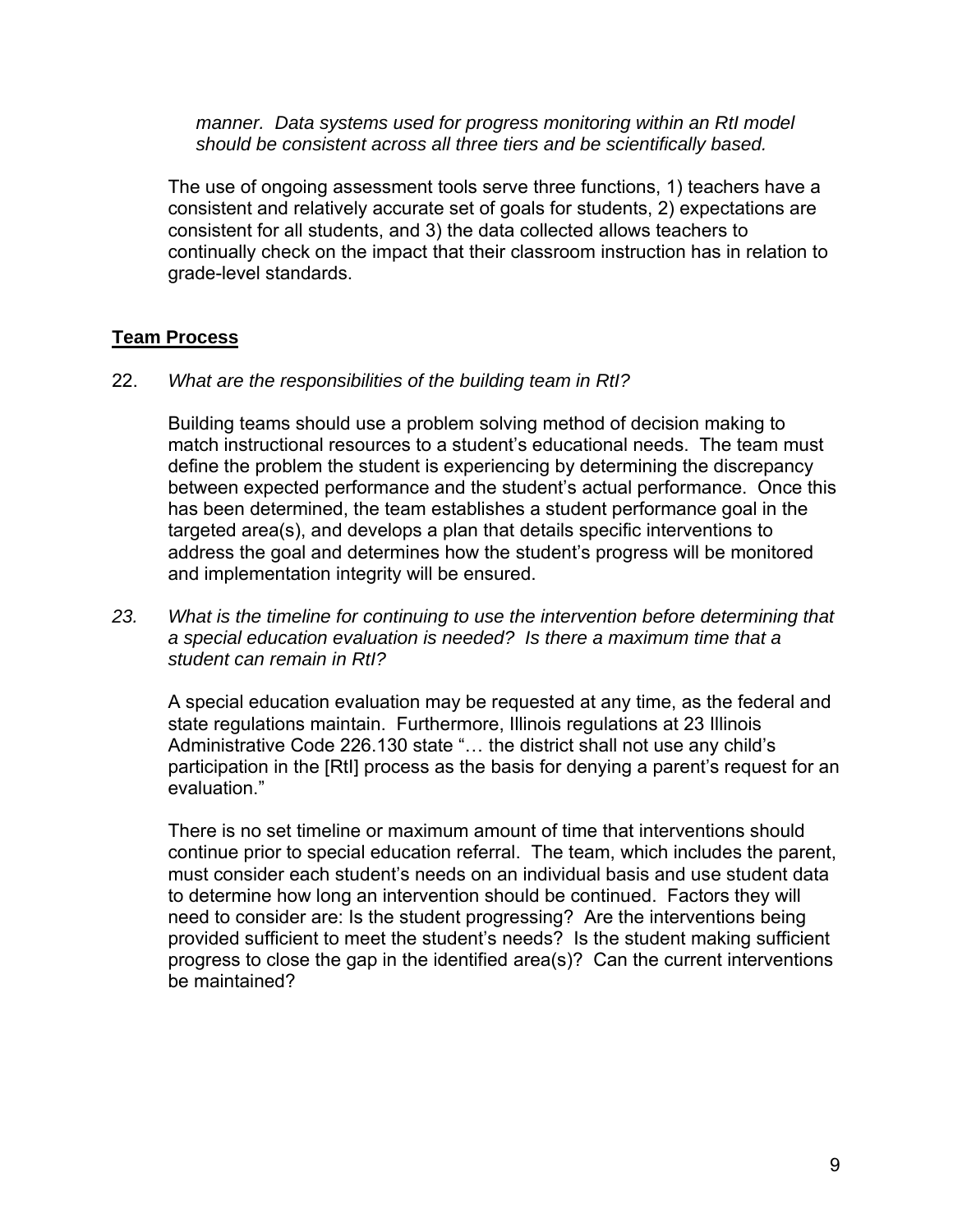*manner. Data systems used for progress monitoring within an RtI model should be consistent across all three tiers and be scientifically based.*

The use of ongoing assessment tools serve three functions, 1) teachers have a consistent and relatively accurate set of goals for students, 2) expectations are consistent for all students, and 3) the data collected allows teachers to continually check on the impact that their classroom instruction has in relation to grade-level standards.

## Team Process

22. *What are the responsibilities of the building team in RtI?*

    Building teams should use a problem solving method of decision making to match instructional resources to a student's educational needs. The team must define the problem the student is experiencing by determining the discrepancy between expected performance and the student's actual performance. Once this has been determined, the team establishes a student performance goal in the targeted area(s), and develops a plan that details specific interventions to address the goal and determines how the student's progress will be monitored and implementation integrity will be ensured.

23. *What is the timeline for continuing to use the intervention before determining that a special education evaluation is needed? Is there a maximum time that a student can remain in RtI?*

    A special education evaluation may be requested at any time, as the federal and state regulations maintain. Furthermore, Illinois regulations at 23 Illinois Administrative Code 226.130 state "… the district shall not use any child's participation in the [RtI] process as the basis for denying a parent's request for an evaluation."

    There is no set timeline or maximum amount of time that interventions should continue prior to special education referral. The team, which includes the parent, must consider each student's needs on an individual basis and use student data to determine how long an intervention should be continued. Factors they will need to consider are: Is the student progressing? Are the interventions being provided sufficient to meet the student's needs? Is the student making sufficient progress to close the gap in the identified area(s)? Can the current interventions be maintained?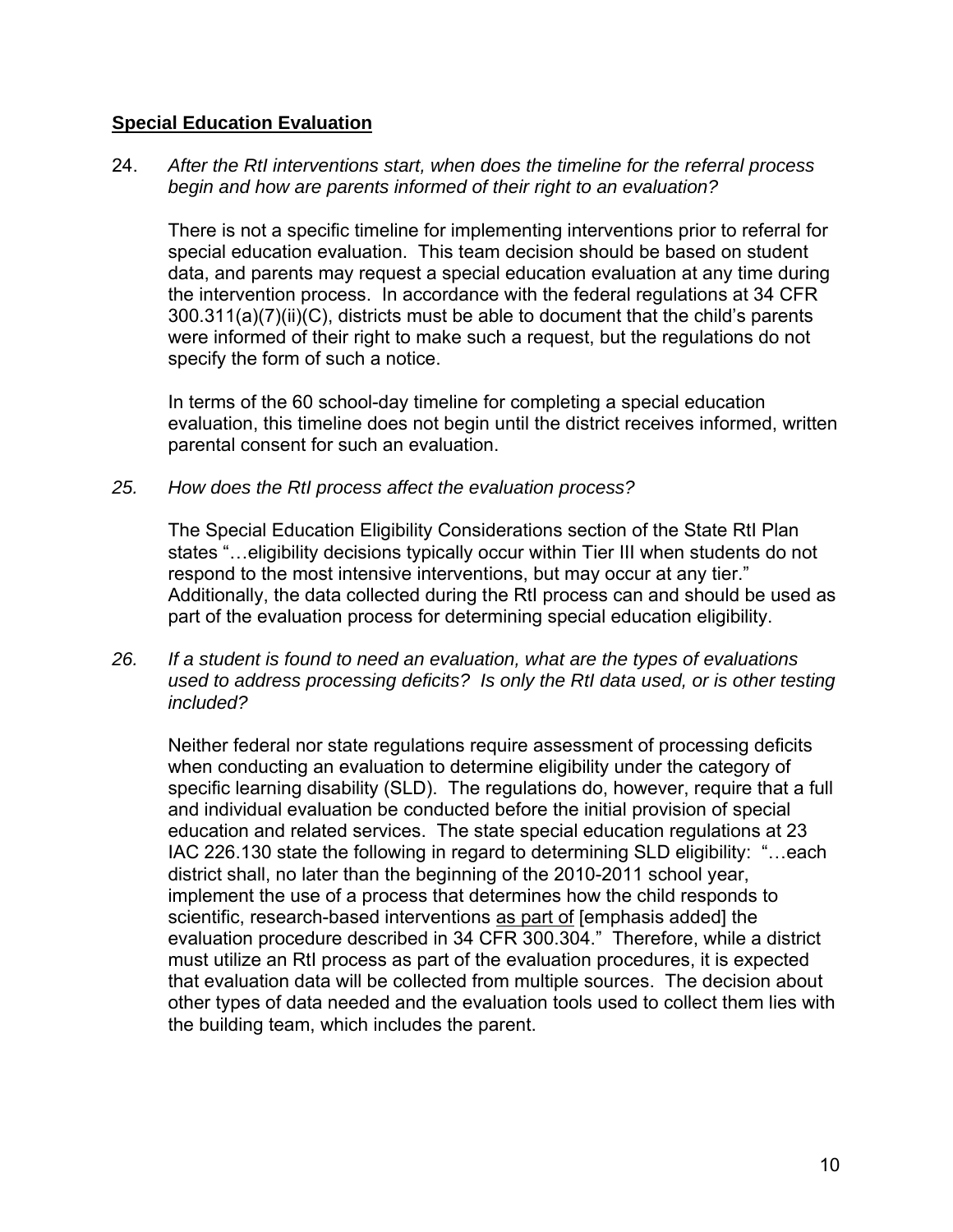## **Special Education Evaluation**

24. *After the RtI interventions start, when does the timeline for the referral process begin and how are parents informed of their right to an evaluation?*

 There is not a specific timeline for implementing interventions prior to referral for special education evaluation. This team decision should be based on student data, and parents may request a special education evaluation at any time during the intervention process. In accordance with the federal regulations at 34 CFR 300.311(a)(7)(ii)(C), districts must be able to document that the child's parents were informed of their right to make such a request, but the regulations do not specify the form of such a notice.

 In terms of the 60 school-day timeline for completing a special education evaluation, this timeline does not begin until the district receives informed, written parental consent for such an evaluation.

25. *How does the RtI process affect the evaluation process?*

 The Special Education Eligibility Considerations section of the State RtI Plan states "…eligibility decisions typically occur within Tier III when students do not respond to the most intensive interventions, but may occur at any tier." Additionally, the data collected during the RtI process can and should be used as part of the evaluation process for determining special education eligibility.

26. *If a student is found to need an evaluation, what are the types of evaluations used to address processing deficits? Is only the RtI data used, or is other testing included?*

 Neither federal nor state regulations require assessment of processing deficits when conducting an evaluation to determine eligibility under the category of specific learning disability (SLD). The regulations do, however, require that a full and individual evaluation be conducted before the initial provision of special education and related services. The state special education regulations at 23 IAC 226.130 state the following in regard to determining SLD eligibility: "…each district shall, no later than the beginning of the 2010-2011 school year, implement the use of a process that determines how the child responds to scientific, research-based interventions <u>as part of</u> [emphasis added] the evaluation procedure described in 34 CFR 300.304." Therefore, while a district must utilize an RtI process as part of the evaluation procedures, it is expected that evaluation data will be collected from multiple sources. The decision about other types of data needed and the evaluation tools used to collect them lies with the building team, which includes the parent.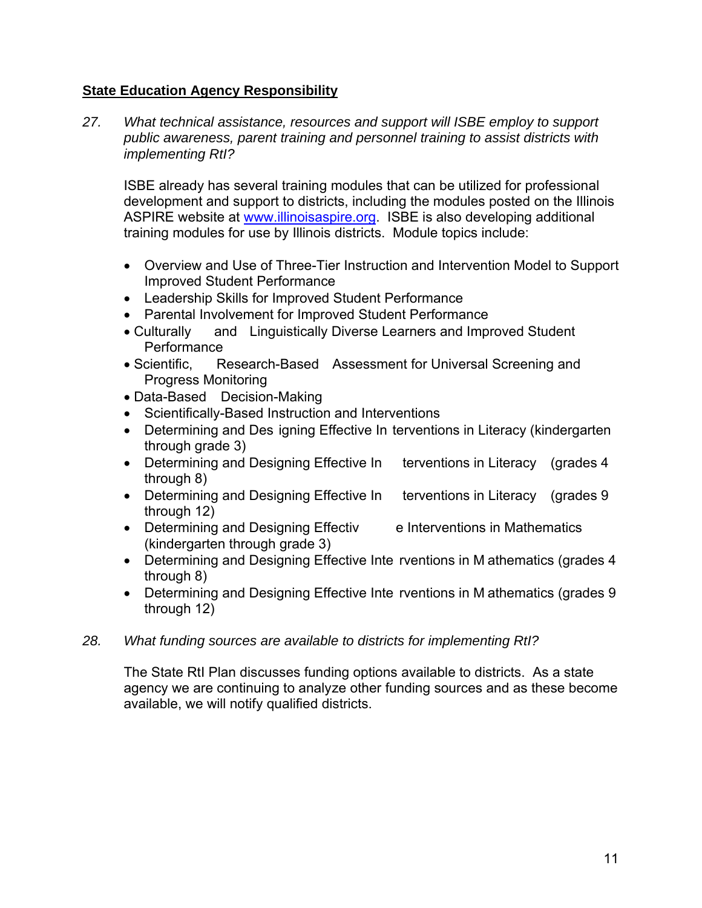**State Education Agency Responsibility**

*27. What technical assistance, resources and support will ISBE employ to support public awareness, parent training and personnel training to assist districts with implementing RtI?*

ISBE already has several training modules that can be utilized for professional development and support to districts, including the modules posted on the Illinois ASPIRE website at [www.illinoisaspire.org](http://www.illinoisaspire.org). ISBE is also developing additional training modules for use by Illinois districts. Module topics include:

- Overview and Use of Three-Tier Instruction and Intervention Model to Support Improved Student Performance
- Leadership Skills for Improved Student Performance
- Parental Involvement for Improved Student Performance
- Culturally and Linguistically Diverse Learners and Improved Student Performance
- Scientific, Research-Based Assessment for Universal Screening and Progress Monitoring
- Data-Based Decision-Making
- Scientifically-Based Instruction and Interventions
- Determining and Designing Effective Interventions in Literacy (kindergarten through grade 3)
- Determining and Designing Effective Interventions in Literacy (grades 4 through 8)
- Determining and Designing Effective Interventions in Literacy (grades 9 through 12)
- Determining and Designing Effective Interventions in Mathematics (kindergarten through grade 3)
- Determining and Designing Effective Interventions in Mathematics (grades 4 through 8)
- Determining and Designing Effective Interventions in Mathematics (grades 9 through 12)

*28. What funding sources are available to districts for implementing RtI?*

The State RtI Plan discusses funding options available to districts. As a state agency we are continuing to analyze other funding sources and as these become available, we will notify qualified districts.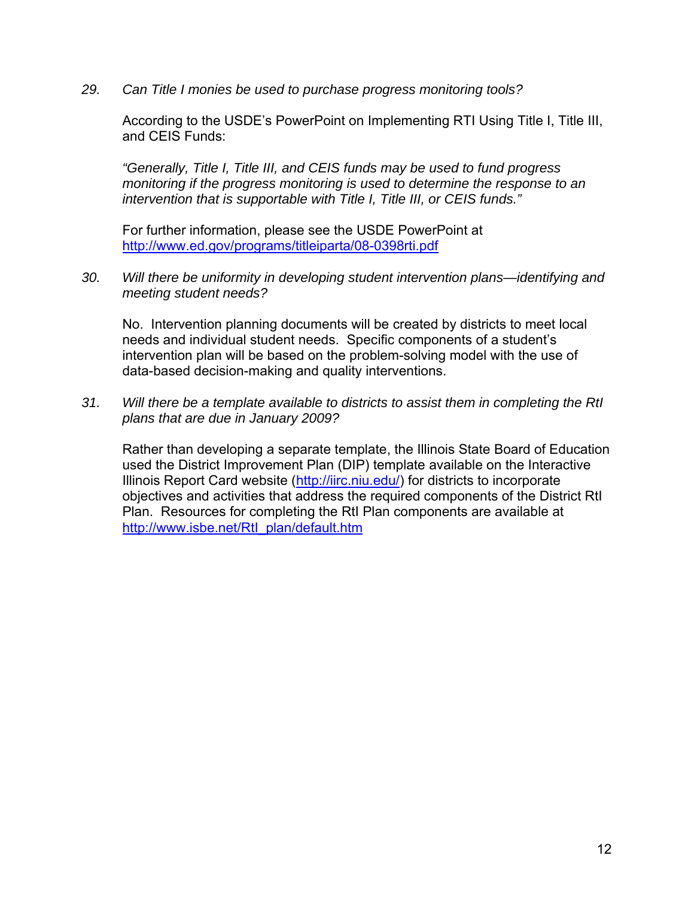29. *Can Title I monies be used to purchase progress monitoring tools?*

    According to the USDE's PowerPoint on Implementing RTI Using Title I, Title III, and CEIS Funds:

    *"Generally, Title I, Title III, and CEIS funds may be used to fund progress monitoring if the progress monitoring is used to determine the response to an intervention that is supportable with Title I, Title III, or CEIS funds."*

    For further information, please see the USDE PowerPoint at [http://www.ed.gov/programs/titleiparta/08-0398rti.pdf](http://www.ed.gov/programs/titleiparta/08-0398rti.pdf)

30. *Will there be uniformity in developing student intervention plans—identifying and meeting student needs?*

    No. Intervention planning documents will be created by districts to meet local needs and individual student needs. Specific components of a student's intervention plan will be based on the problem-solving model with the use of data-based decision-making and quality interventions.

31. *Will there be a template available to districts to assist them in completing the RtI plans that are due in January 2009?*

    Rather than developing a separate template, the Illinois State Board of Education used the District Improvement Plan (DIP) template available on the Interactive Illinois Report Card website ([http://iirc.niu.edu/](http://iirc.niu.edu/)) for districts to incorporate objectives and activities that address the required components of the District RtI Plan. Resources for completing the RtI Plan components are available at [http://www.isbe.net/RtI_plan/default.htm](http://www.isbe.net/RtI_plan/default.htm)